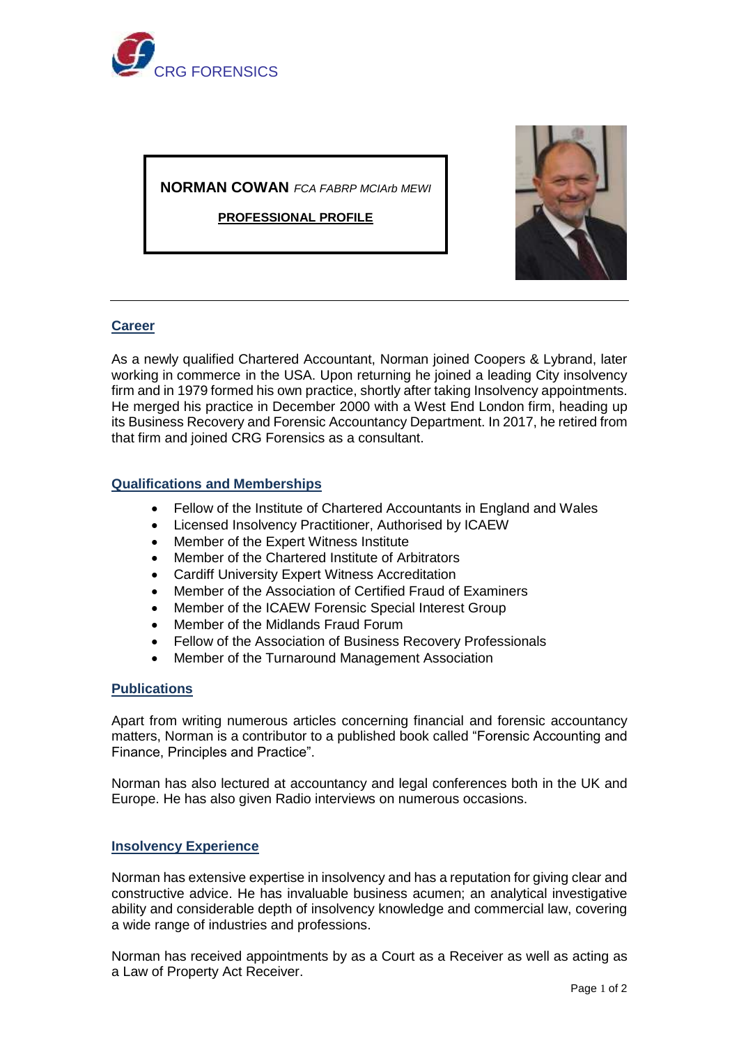CRG FORENSICS

**NORMAN COWAN** *FCA FABRP MCIArb MEWI*

**PROFESSIONAL PROFILE**

## Career

As a newly qualified Chartered Accountant, Norman joined Coopers & Lybrand, later working in commerce in the USA. Upon returning he joined a leading City insolvency firm and in 1979 formed his own practice, shortly after taking Insolvency appointments. He merged his practice in December 2000 with a West End London firm, heading up its Business Recovery and Forensic Accountancy Department. In 2017, he retired from that firm and joined CRG Forensics as a consultant.

## Qualifications and Memberships

- Fellow of the Institute of Chartered Accountants in England and Wales
- Licensed Insolvency Practitioner, Authorised by ICAEW
- Member of the Expert Witness Institute
- Member of the Chartered Institute of Arbitrators
- Cardiff University Expert Witness Accreditation
- Member of the Association of Certified Fraud of Examiners
- Member of the ICAEW Forensic Special Interest Group
- Member of the Midlands Fraud Forum
- Fellow of the Association of Business Recovery Professionals
- Member of the Turnaround Management Association

## Publications

Apart from writing numerous articles concerning financial and forensic accountancy matters, Norman is a contributor to a published book called "Forensic Accounting and Finance, Principles and Practice".

Norman has also lectured at accountancy and legal conferences both in the UK and Europe. He has also given Radio interviews on numerous occasions.

## Insolvency Experience

Norman has extensive expertise in insolvency and has a reputation for giving clear and constructive advice. He has invaluable business acumen; an analytical investigative ability and considerable depth of insolvency knowledge and commercial law, covering a wide range of industries and professions.

Norman has received appointments by as a Court as a Receiver as well as acting as a Law of Property Act Receiver.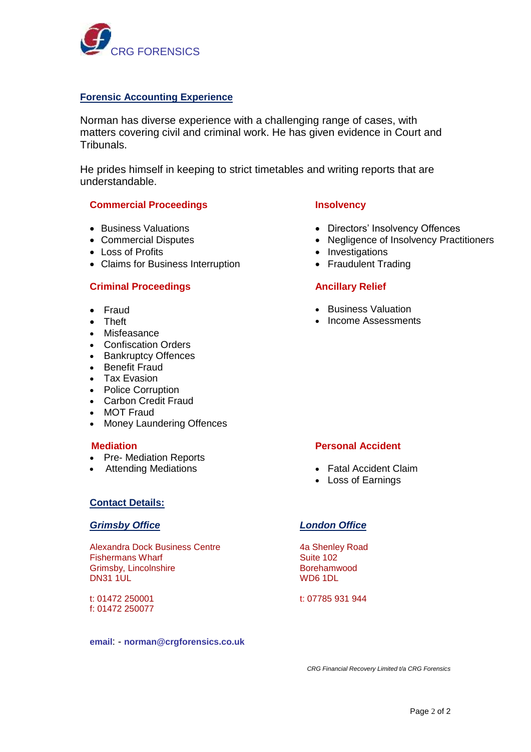CRG FORENSICS

## Forensic Accounting Experience

Norman has diverse experience with a challenging range of cases, with matters covering civil and criminal work. He has given evidence in Court and Tribunals.

He prides himself in keeping to strict timetables and writing reports that are understandable.

### Commercial Proceedings

- Business Valuations
- Commercial Disputes
- Loss of Profits
- Claims for Business Interruption

### Criminal Proceedings

- Fraud
- Theft
- Misfeasance
- Confiscation Orders
- Bankruptcy Offences
- Benefit Fraud
- Tax Evasion
- Police Corruption
- Carbon Credit Fraud
- MOT Fraud
- Money Laundering Offences

### Mediation

- Pre- Mediation Reports
- Attending Mediations

### Insolvency

- Directors' Insolvency Offences
- Negligence of Insolvency Practitioners
- Investigations
- Fraudulent Trading

### Ancillary Relief

- Business Valuation
- Income Assessments

### Personal Accident

- Fatal Accident Claim
- Loss of Earnings

## Contact Details:

### *Grimsby Office*

Alexandra Dock Business Centre
Fishermans Wharf
Grimsby, Lincolnshire
DN31 1UL

t: 01472 250001
f: 01472 250077

### *London Office*

4a Shenley Road
Suite 102
Borehamwood
WD6 1DL

t: 07785 931 944

**email**: - **norman@crgforensics.co.uk**

*CRG Financial Recovery Limited t/a CRG Forensics*